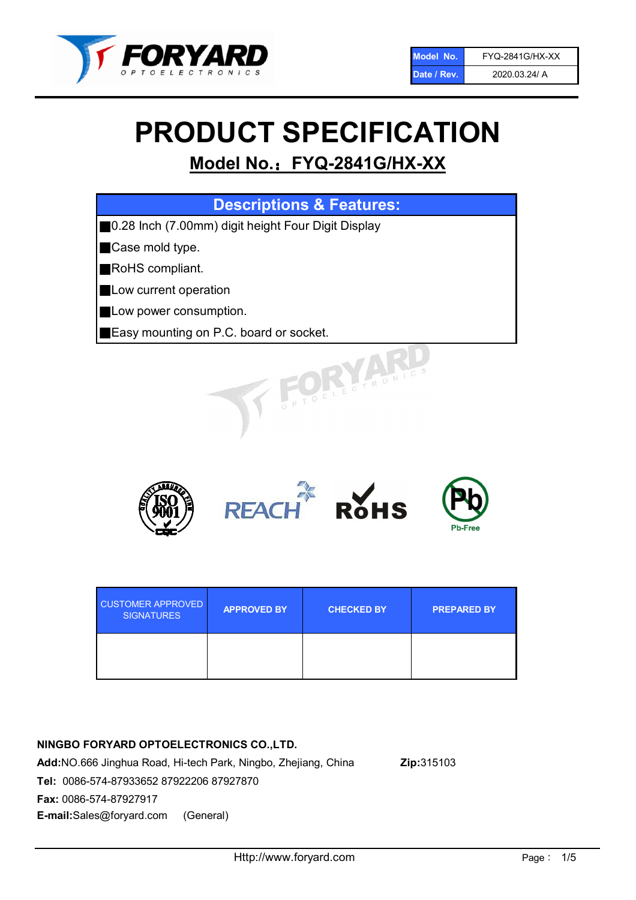| Model No. | FYQ-2841G/HX-XX |
| --- | --- |
| Date / Rev. | 2020.03.24/ A |

# PRODUCT SPECIFICATION

## Model No.：FYQ-2841G/HX-XX

### Descriptions & Features:

- 0.28 Inch (7.00mm) digit height Four Digit Display
- Case mold type.
- RoHS compliant.
- Low current operation
- Low power consumption.
- Easy mounting on P.C. board or socket.

| CUSTOMER APPROVED SIGNATURES | APPROVED BY | CHECKED BY | PREPARED BY |
| --- | --- | --- | --- |
| | | | |

**NINGBO FORYARD OPTOELECTRONICS CO.,LTD.**

**Add:**NO.666 Jinghua Road, Hi-tech Park, Ningbo, Zhejiang, China **Zip:**315103

**Tel:** 0086-574-87933652 87922206 87927870

**Fax:** 0086-574-87927917

**E-mail:**Sales@foryard.com (General)

Http://www.foryard.com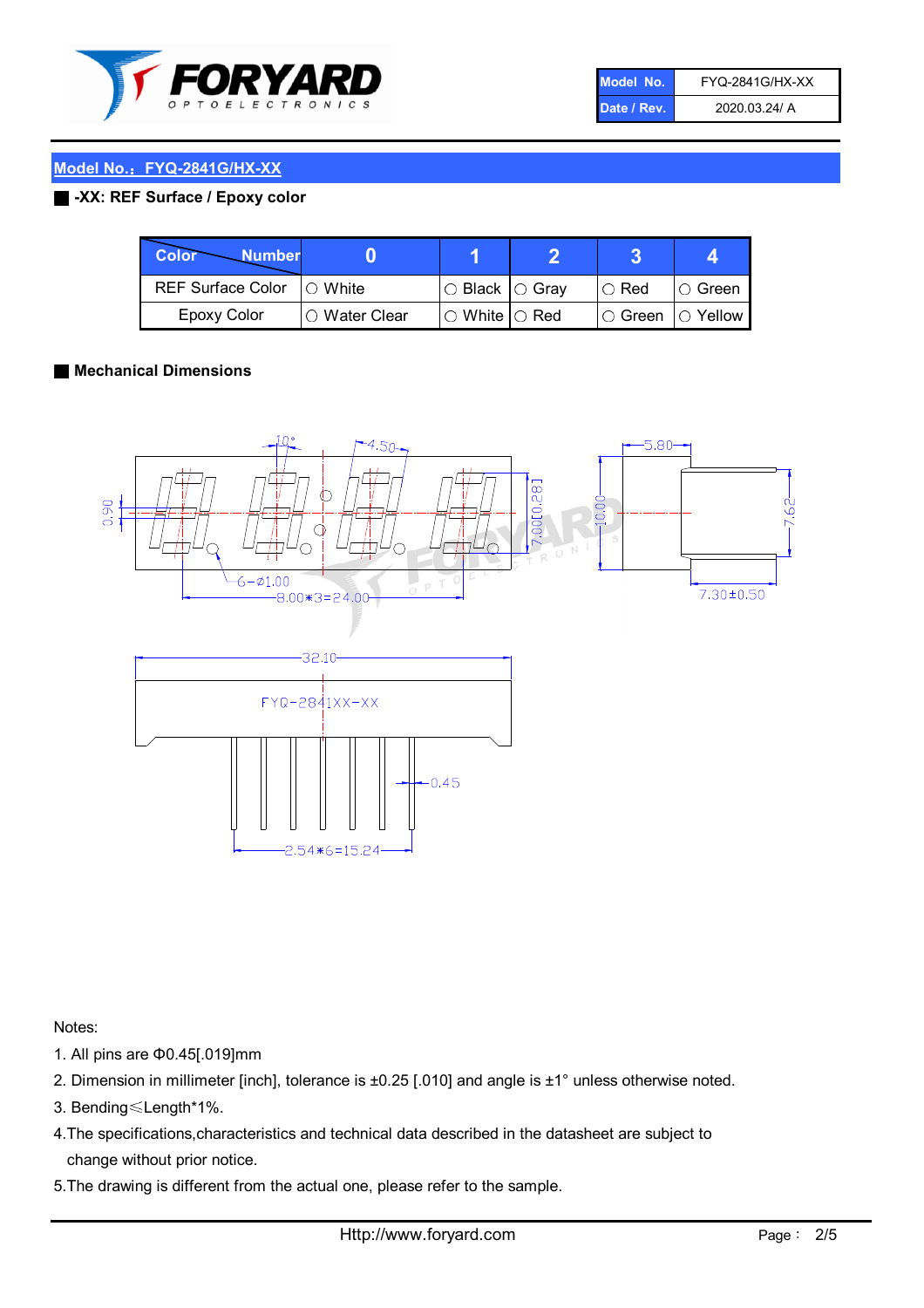## Model No.：FYQ-2841G/HX-XX

### -XX: REF Surface / Epoxy color

| Color \ Number | 0 | 1 | 2 | 3 | 4 |
|---|---|---|---|---|---|
| REF Surface Color | ○ White | ○ Black | ○ Gray | ○ Red | ○ Green |
| Epoxy Color | ○ Water Clear | ○ White | ○ Red | ○ Green | ○ Yellow |

### Mechanical Dimensions

Notes:

1. All pins are Φ0.45[.019]mm
2. Dimension in millimeter [inch], tolerance is ±0.25 [.010] and angle is ±1° unless otherwise noted.
3. Bending≤Length*1%.
4. The specifications,characteristics and technical data described in the datasheet are subject to change without prior notice.
5. The drawing is different from the actual one, please refer to the sample.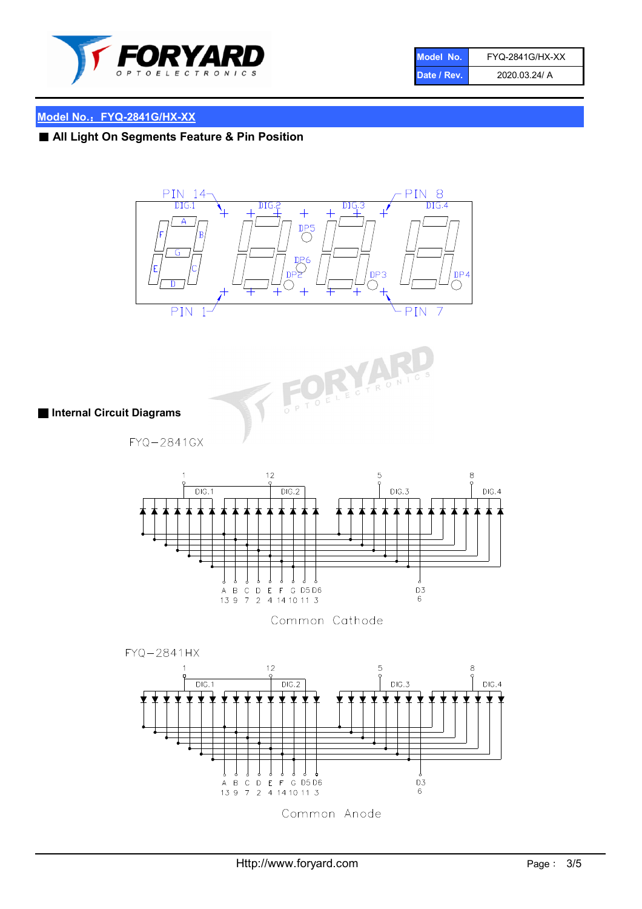## Model No.：FYQ-2841G/HX-XX

### ■ All Light On Segments Feature & Pin Position

PIN 14 &nbsp;&nbsp; DIG.1 &nbsp;&nbsp; DIG.2 &nbsp;&nbsp; DIG.3 &nbsp;&nbsp; DIG.4 &nbsp;&nbsp; PIN 8

A B C D E F G DP2 DP3 DP4 DP5 DP6

PIN 1 &nbsp;&nbsp; PIN 7

### ■ Internal Circuit Diagrams

FYQ−2841GX

| A | B | C | D | E | F | G | D5 | D6 | D3 |
|---|---|---|---|---|---|---|---|---|---|
| 13 | 9 | 7 | 2 | 4 | 14 | 10 | 11 | 3 | 6 |

DIG.1: 1, DIG.2: 12, DIG.3: 5, DIG.4: 8

Common Cathode

FYQ−2841HX

| A | B | C | D | E | F | G | D5 | D6 | D3 |
|---|---|---|---|---|---|---|---|---|---|
| 13 | 9 | 7 | 2 | 4 | 14 | 10 | 11 | 3 | 6 |

DIG.1: 1, DIG.2: 12, DIG.3: 5, DIG.4: 8

Common Anode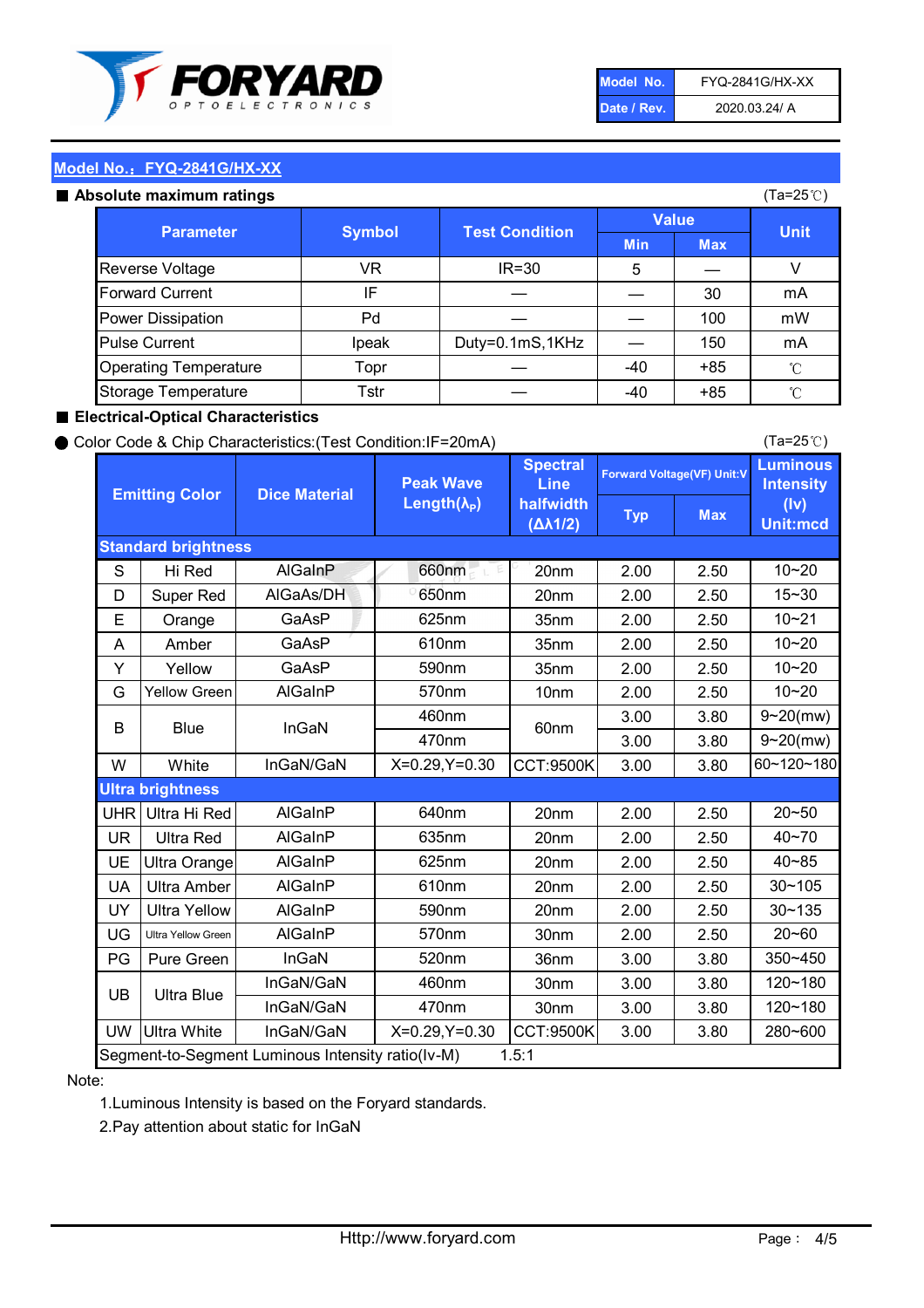| Model No. | FYQ-2841G/HX-XX |
|---|---|
| Date / Rev. | 2020.03.24/ A |

## Model No.：FYQ-2841G/HX-XX

### ■ Absolute maximum ratings

(Ta=25℃)

| Parameter | Symbol | Test Condition | Value | | Unit |
|---|---|---|---|---|---|
| | | | Min | Max | |
| Reverse Voltage | VR | IR=30 | 5 | — | V |
| Forward Current | IF | — | — | 30 | mA |
| Power Dissipation | Pd | — | — | 100 | mW |
| Pulse Current | Ipeak | Duty=0.1mS,1KHz | — | 150 | mA |
| Operating Temperature | Topr | — | -40 | +85 | ℃ |
| Storage Temperature | Tstr | — | -40 | +85 | ℃ |

### ■ Electrical-Optical Characteristics

● Color Code & Chip Characteristics:(Test Condition:IF=20mA)

(Ta=25℃)

| Emitting Color | | Dice Material | Peak Wave Length($\lambda_P$) | Spectral Line halfwidth ($\Delta\lambda 1/2$) | Forward Voltage(VF) Unit:V | | Luminous Intensity (Iv) Unit:mcd |
|---|---|---|---|---|---|---|---|
| | | | | | Typ | Max | |
| **Standard brightness** | | | | | | | |
| S | Hi Red | AlGaInP | 660nm | 20nm | 2.00 | 2.50 | 10~20 |
| D | Super Red | AlGaAs/DH | 650nm | 20nm | 2.00 | 2.50 | 15~30 |
| E | Orange | GaAsP | 625nm | 35nm | 2.00 | 2.50 | 10~21 |
| A | Amber | GaAsP | 610nm | 35nm | 2.00 | 2.50 | 10~20 |
| Y | Yellow | GaAsP | 590nm | 35nm | 2.00 | 2.50 | 10~20 |
| G | Yellow Green | AlGaInP | 570nm | 10nm | 2.00 | 2.50 | 10~20 |
| B | Blue | InGaN | 460nm | 60nm | 3.00 | 3.80 | 9~20(mw) |
| | | | 470nm | | 3.00 | 3.80 | 9~20(mw) |
| W | White | InGaN/GaN | X=0.29,Y=0.30 | CCT:9500K | 3.00 | 3.80 | 60~120~180 |
| **Ultra brightness** | | | | | | | |
| UHR | Ultra Hi Red | AlGaInP | 640nm | 20nm | 2.00 | 2.50 | 20~50 |
| UR | Ultra Red | AlGaInP | 635nm | 20nm | 2.00 | 2.50 | 40~70 |
| UE | Ultra Orange | AlGaInP | 625nm | 20nm | 2.00 | 2.50 | 40~85 |
| UA | Ultra Amber | AlGaInP | 610nm | 20nm | 2.00 | 2.50 | 30~105 |
| UY | Ultra Yellow | AlGaInP | 590nm | 20nm | 2.00 | 2.50 | 30~135 |
| UG | Ultra Yellow Green | AlGaInP | 570nm | 30nm | 2.00 | 2.50 | 20~60 |
| PG | Pure Green | InGaN | 520nm | 36nm | 3.00 | 3.80 | 350~450 |
| UB | Ultra Blue | InGaN/GaN | 460nm | 30nm | 3.00 | 3.80 | 120~180 |
| | | InGaN/GaN | 470nm | 30nm | 3.00 | 3.80 | 120~180 |
| UW | Ultra White | InGaN/GaN | X=0.29,Y=0.30 | CCT:9500K | 3.00 | 3.80 | 280~600 |
| Segment-to-Segment Luminous Intensity ratio(Iv-M) | | | | 1.5:1 | | | |

Note:

1.Luminous Intensity is based on the Foryard standards.

2.Pay attention about static for InGaN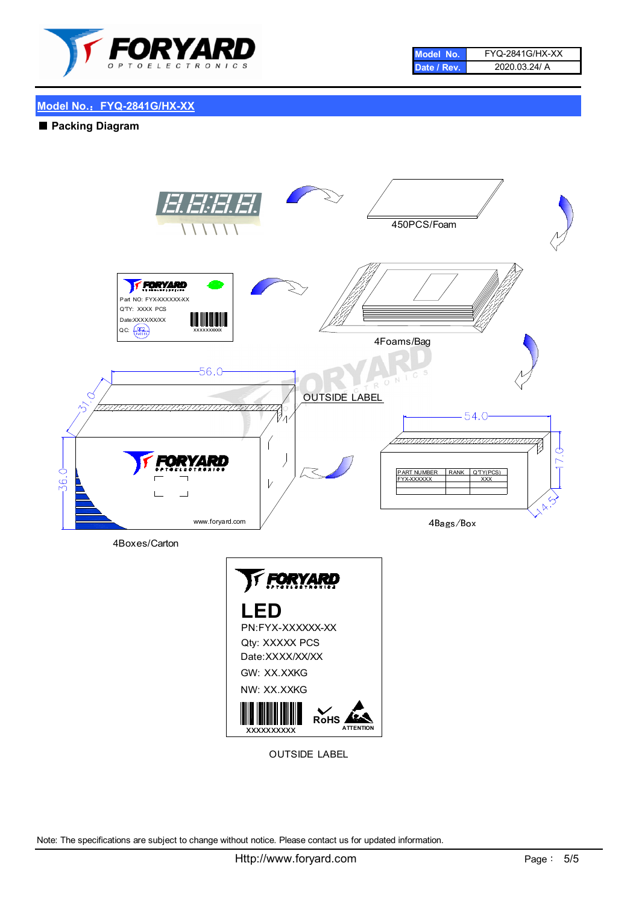| | |
|---|---|
| Model No. | FYQ-2841G/HX-XX |
| Date / Rev. | 2020.03.24/ A |

## Model No.： FYQ-2841G/HX-XX

■ **Packing Diagram**

450PCS/Foam

Part NO: FYX-XXXXXXX-XX
Q'TY: XXXX PCS
Date:XXXX/XX/XX
QC:
XXXXXXXXXX

4Foams/Bag

56.0
31.0
36.0
OUTSIDE LABEL
www.foryard.com

4Boxes/Carton

54.0
17.0
14.5

| PART NUMBER | RANK | Q'TY(PCS) |
|---|---|---|
| FYX-XXXXXX | | XXX |

4Bags/Box

LED
PN:FYX-XXXXXX-XX
Qty: XXXXX PCS
Date:XXXX/XX/XX
GW: XX.XXKG
NW: XX.XXKG
XXXXXXXXXX
RoHS
ATTENTION

OUTSIDE LABEL

Note: The specifications are subject to change without notice. Please contact us for updated information.